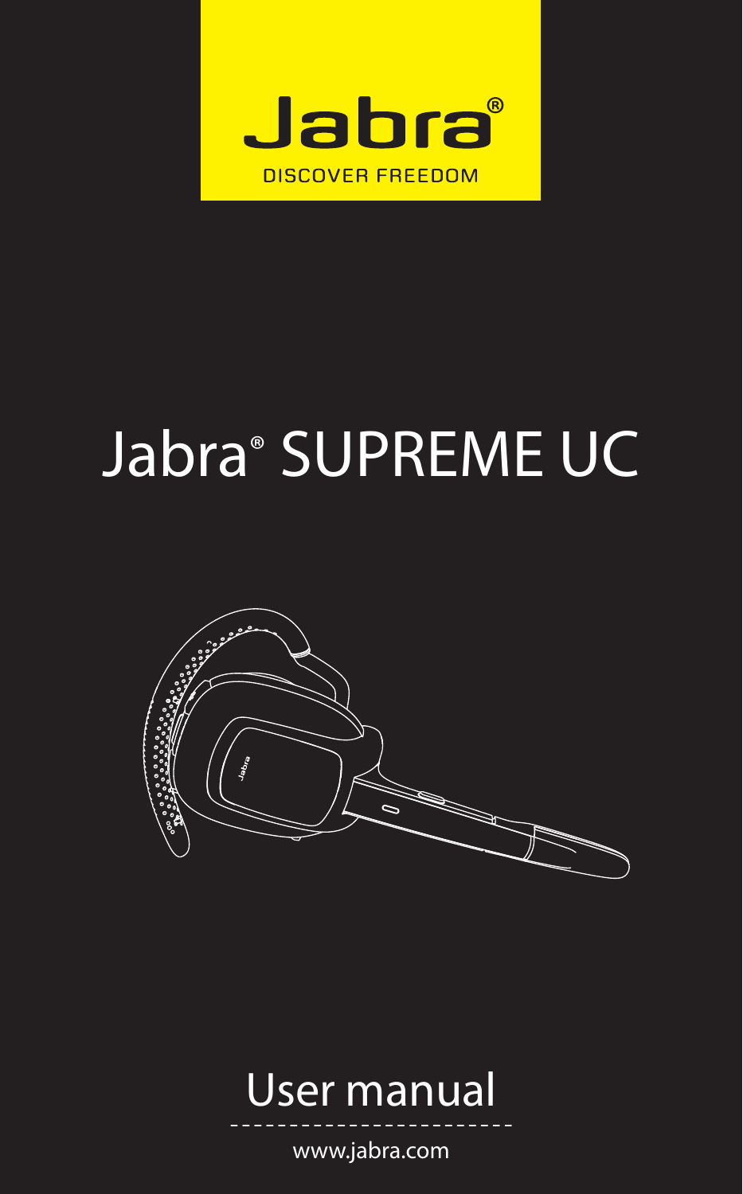Jabra®

DISCOVER FREEDOM

# Jabra® SUPREME UC

## User manual

www.jabra.com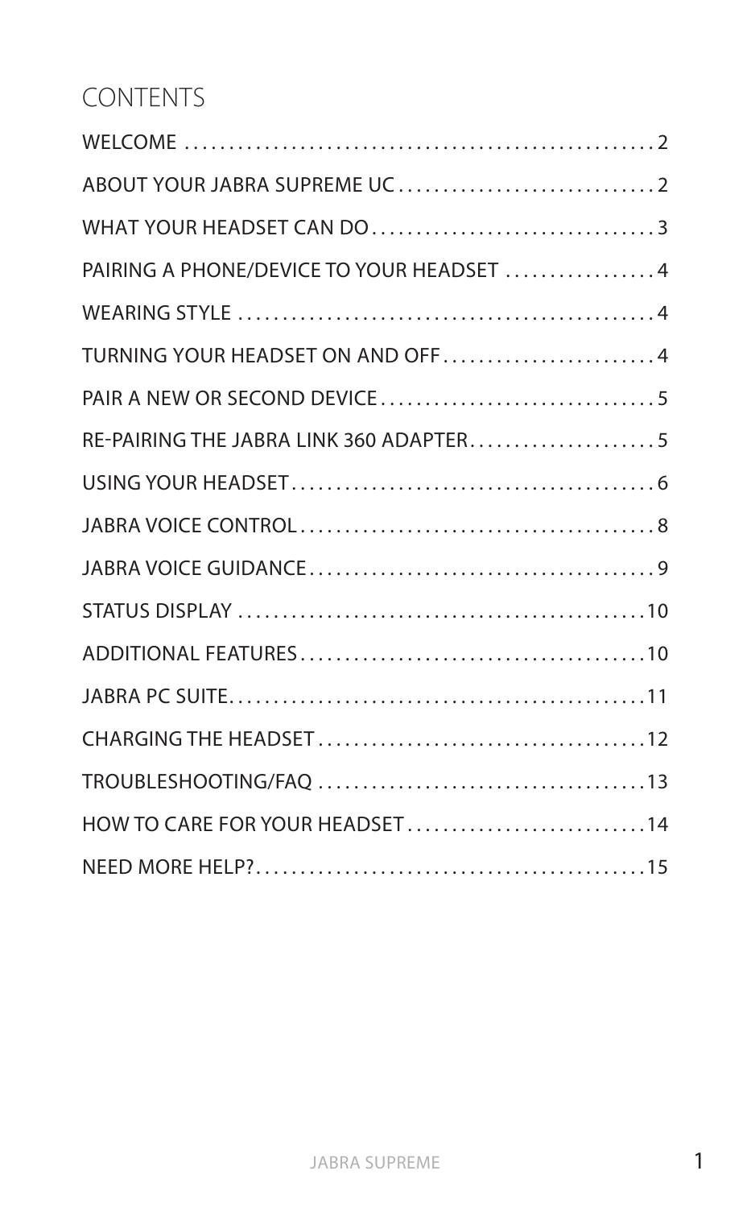# CONTENTS

| | |
|---|---|
| WELCOME | 2 |
| ABOUT YOUR JABRA SUPREME UC | 2 |
| WHAT YOUR HEADSET CAN DO | 3 |
| PAIRING A PHONE/DEVICE TO YOUR HEADSET | 4 |
| WEARING STYLE | 4 |
| TURNING YOUR HEADSET ON AND OFF | 4 |
| PAIR A NEW OR SECOND DEVICE | 5 |
| RE-PAIRING THE JABRA LINK 360 ADAPTER | 5 |
| USING YOUR HEADSET | 6 |
| JABRA VOICE CONTROL | 8 |
| JABRA VOICE GUIDANCE | 9 |
| STATUS DISPLAY | 10 |
| ADDITIONAL FEATURES | 10 |
| JABRA PC SUITE | 11 |
| CHARGING THE HEADSET | 12 |
| TROUBLESHOOTING/FAQ | 13 |
| HOW TO CARE FOR YOUR HEADSET | 14 |
| NEED MORE HELP? | 15 |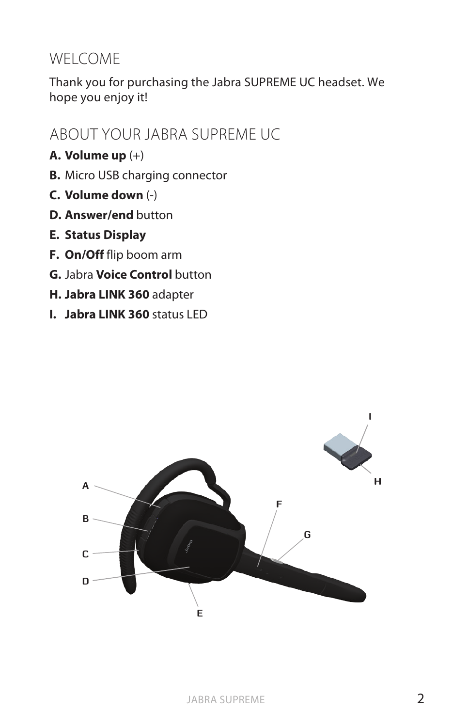## WELCOME

Thank you for purchasing the Jabra SUPREME UC headset. We hope you enjoy it!

## ABOUT YOUR JABRA SUPREME UC

**A.** **Volume up** (+)

**B.** Micro USB charging connector

**C.** **Volume down** (-)

**D.** **Answer/end** button

**E.** **Status Display**

**F.** **On/Off** flip boom arm

**G.** Jabra **Voice Control** button

**H.** **Jabra LINK 360** adapter

**I.** **Jabra LINK 360** status LED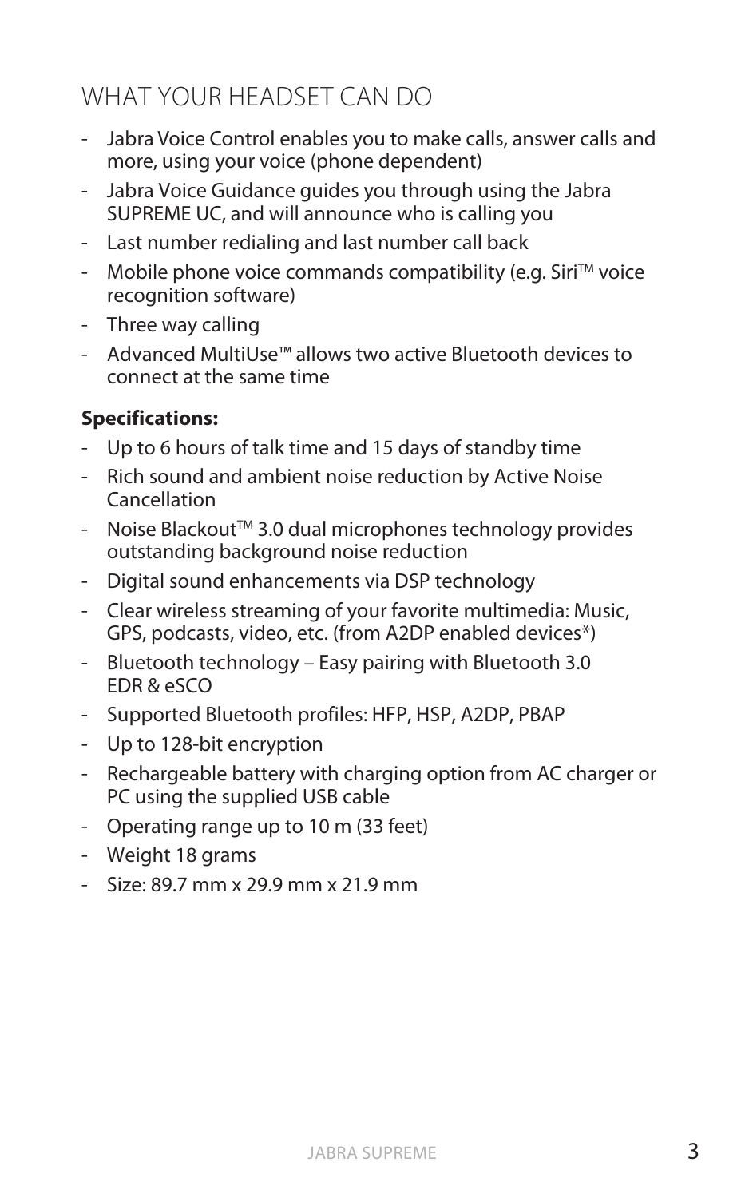## WHAT YOUR HEADSET CAN DO

- Jabra Voice Control enables you to make calls, answer calls and more, using your voice (phone dependent)
- Jabra Voice Guidance guides you through using the Jabra SUPREME UC, and will announce who is calling you
- Last number redialing and last number call back
- Mobile phone voice commands compatibility (e.g. Siri™ voice recognition software)
- Three way calling
- Advanced MultiUse™ allows two active Bluetooth devices to connect at the same time

**Specifications:**

- Up to 6 hours of talk time and 15 days of standby time
- Rich sound and ambient noise reduction by Active Noise Cancellation
- Noise Blackout™ 3.0 dual microphones technology provides outstanding background noise reduction
- Digital sound enhancements via DSP technology
- Clear wireless streaming of your favorite multimedia: Music, GPS, podcasts, video, etc. (from A2DP enabled devices*)
- Bluetooth technology – Easy pairing with Bluetooth 3.0 EDR & eSCO
- Supported Bluetooth profiles: HFP, HSP, A2DP, PBAP
- Up to 128-bit encryption
- Rechargeable battery with charging option from AC charger or PC using the supplied USB cable
- Operating range up to 10 m (33 feet)
- Weight 18 grams
- Size: 89.7 mm x 29.9 mm x 21.9 mm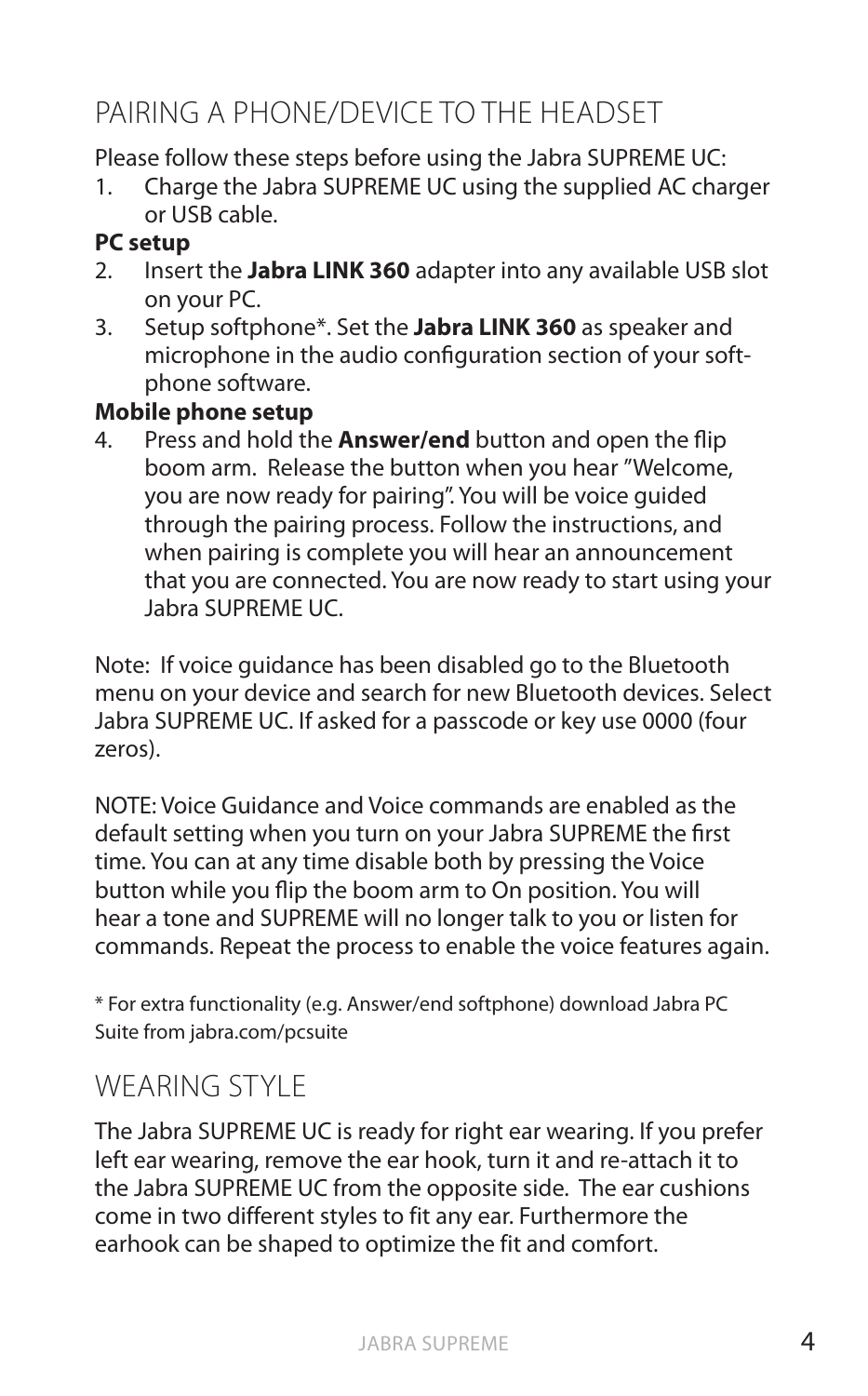## PAIRING A PHONE/DEVICE TO THE HEADSET

Please follow these steps before using the Jabra SUPREME UC:

1. Charge the Jabra SUPREME UC using the supplied AC charger or USB cable.

**PC setup**

2. Insert the **Jabra LINK 360** adapter into any available USB slot on your PC.
3. Setup softphone*. Set the **Jabra LINK 360** as speaker and microphone in the audio configuration section of your soft-phone software.

**Mobile phone setup**

4. Press and hold the **Answer/end** button and open the flip boom arm. Release the button when you hear "Welcome, you are now ready for pairing". You will be voice guided through the pairing process. Follow the instructions, and when pairing is complete you will hear an announcement that you are connected. You are now ready to start using your Jabra SUPREME UC.

Note: If voice guidance has been disabled go to the Bluetooth menu on your device and search for new Bluetooth devices. Select Jabra SUPREME UC. If asked for a passcode or key use 0000 (four zeros).

NOTE: Voice Guidance and Voice commands are enabled as the default setting when you turn on your Jabra SUPREME the first time. You can at any time disable both by pressing the Voice button while you flip the boom arm to On position. You will hear a tone and SUPREME will no longer talk to you or listen for commands. Repeat the process to enable the voice features again.

* For extra functionality (e.g. Answer/end softphone) download Jabra PC Suite from jabra.com/pcsuite

## WEARING STYLE

The Jabra SUPREME UC is ready for right ear wearing. If you prefer left ear wearing, remove the ear hook, turn it and re-attach it to the Jabra SUPREME UC from the opposite side. The ear cushions come in two different styles to fit any ear. Furthermore the earhook can be shaped to optimize the fit and comfort.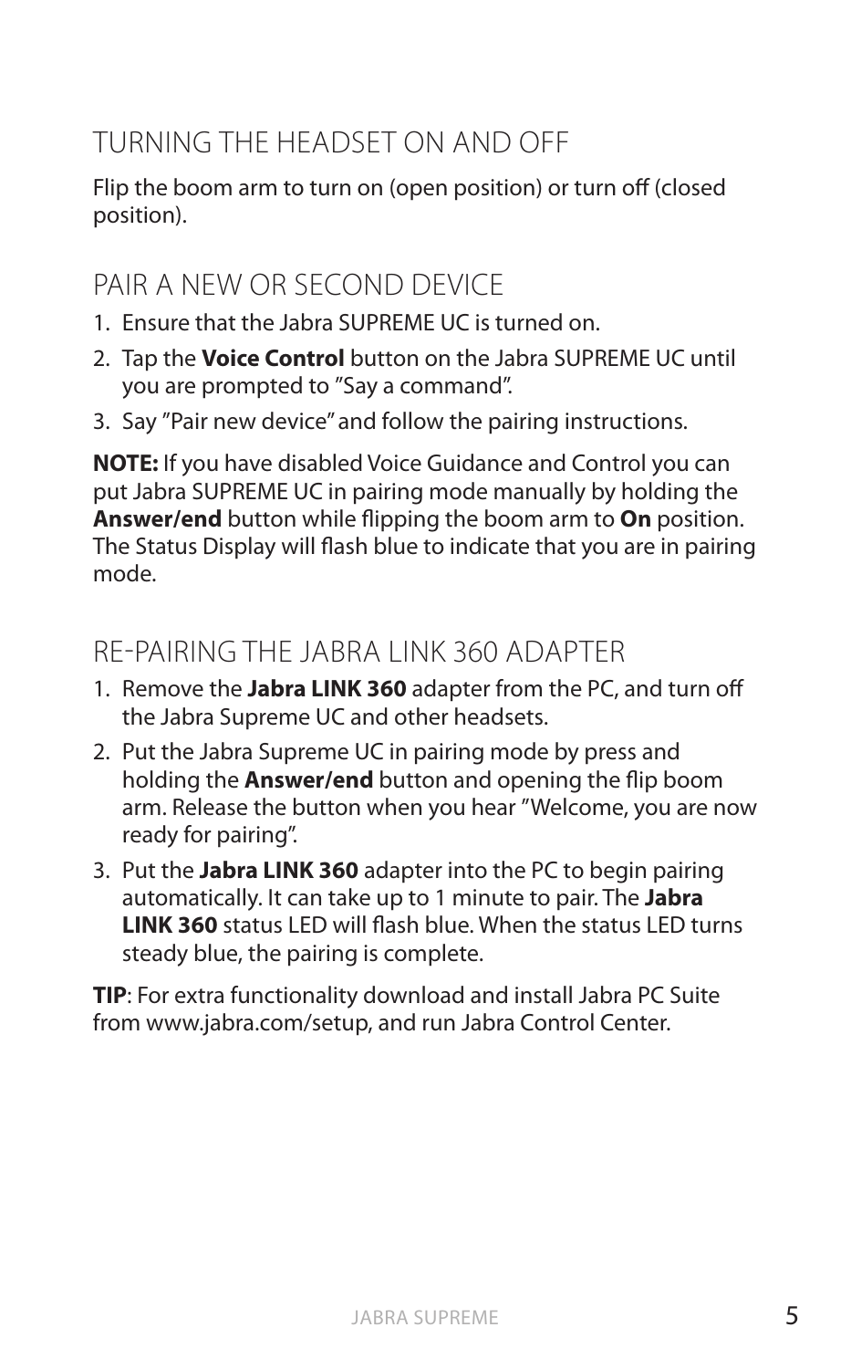## TURNING THE HEADSET ON AND OFF

Flip the boom arm to turn on (open position) or turn off (closed position).

## PAIR A NEW OR SECOND DEVICE

1. Ensure that the Jabra SUPREME UC is turned on.
2. Tap the **Voice Control** button on the Jabra SUPREME UC until you are prompted to "Say a command".
3. Say "Pair new device" and follow the pairing instructions.

**NOTE:** If you have disabled Voice Guidance and Control you can put Jabra SUPREME UC in pairing mode manually by holding the **Answer/end** button while flipping the boom arm to **On** position. The Status Display will flash blue to indicate that you are in pairing mode.

## RE-PAIRING THE JABRA LINK 360 ADAPTER

1. Remove the **Jabra LINK 360** adapter from the PC, and turn off the Jabra Supreme UC and other headsets.
2. Put the Jabra Supreme UC in pairing mode by press and holding the **Answer/end** button and opening the flip boom arm. Release the button when you hear "Welcome, you are now ready for pairing".
3. Put the **Jabra LINK 360** adapter into the PC to begin pairing automatically. It can take up to 1 minute to pair. The **Jabra LINK 360** status LED will flash blue. When the status LED turns steady blue, the pairing is complete.

**TIP**: For extra functionality download and install Jabra PC Suite from www.jabra.com/setup, and run Jabra Control Center.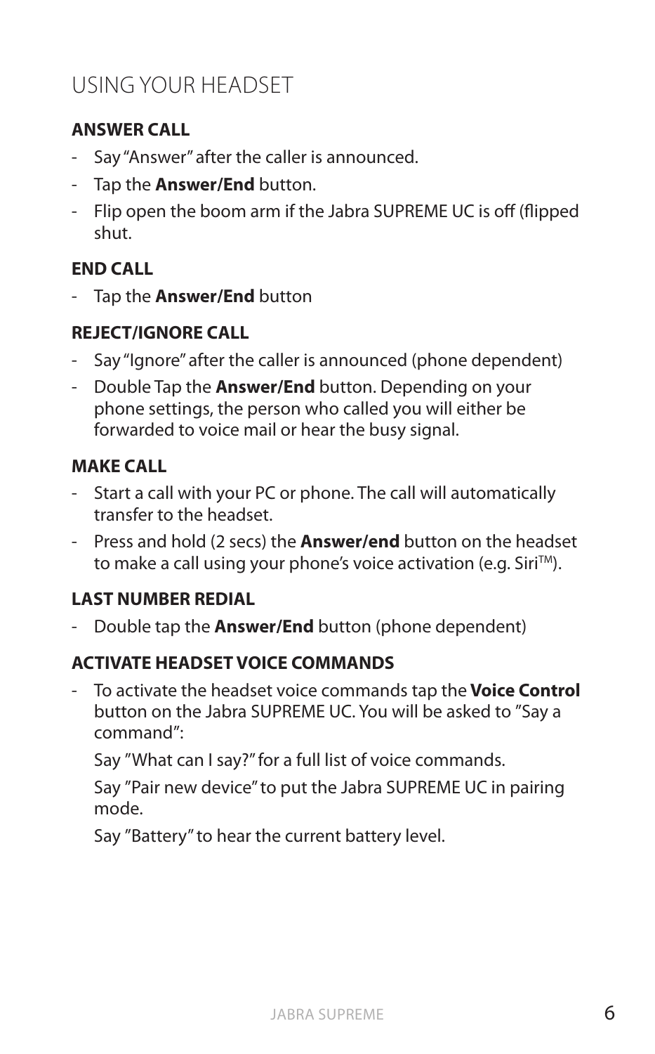# USING YOUR HEADSET

### ANSWER CALL

- Say "Answer" after the caller is announced.
- Tap the **Answer/End** button.
- Flip open the boom arm if the Jabra SUPREME UC is off (flipped shut.

### END CALL

- Tap the **Answer/End** button

### REJECT/IGNORE CALL

- Say "Ignore" after the caller is announced (phone dependent)
- Double Tap the **Answer/End** button. Depending on your phone settings, the person who called you will either be forwarded to voice mail or hear the busy signal.

### MAKE CALL

- Start a call with your PC or phone. The call will automatically transfer to the headset.
- Press and hold (2 secs) the **Answer/end** button on the headset to make a call using your phone's voice activation (e.g. Siri™).

### LAST NUMBER REDIAL

- Double tap the **Answer/End** button (phone dependent)

### ACTIVATE HEADSET VOICE COMMANDS

- To activate the headset voice commands tap the **Voice Control** button on the Jabra SUPREME UC. You will be asked to "Say a command":

  Say "What can I say?" for a full list of voice commands.

  Say "Pair new device" to put the Jabra SUPREME UC in pairing mode.

  Say "Battery" to hear the current battery level.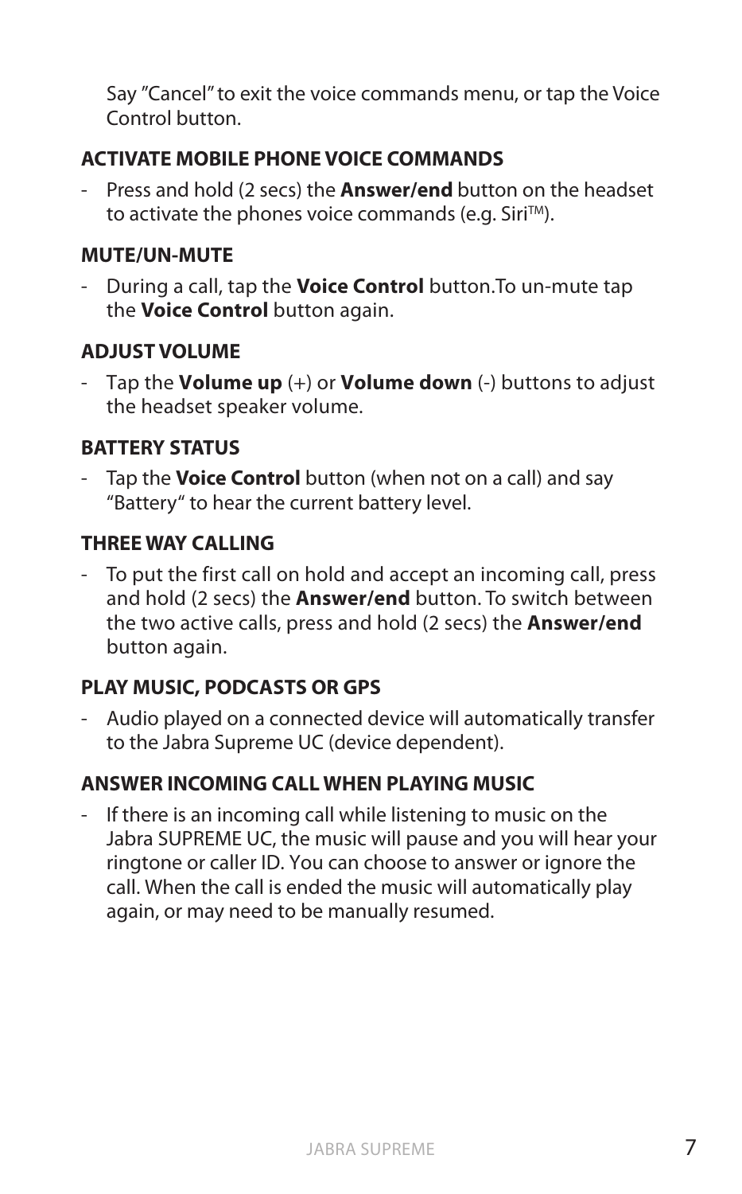Say "Cancel" to exit the voice commands menu, or tap the Voice Control button.

### ACTIVATE MOBILE PHONE VOICE COMMANDS

- Press and hold (2 secs) the **Answer/end** button on the headset to activate the phones voice commands (e.g. Siri™).

### MUTE/UN-MUTE

- During a call, tap the **Voice Control** button.To un-mute tap the **Voice Control** button again.

### ADJUST VOLUME

- Tap the **Volume up** (+) or **Volume down** (-) buttons to adjust the headset speaker volume.

### BATTERY STATUS

- Tap the **Voice Control** button (when not on a call) and say "Battery" to hear the current battery level.

### THREE WAY CALLING

- To put the first call on hold and accept an incoming call, press and hold (2 secs) the **Answer/end** button. To switch between the two active calls, press and hold (2 secs) the **Answer/end** button again.

### PLAY MUSIC, PODCASTS OR GPS

- Audio played on a connected device will automatically transfer to the Jabra Supreme UC (device dependent).

### ANSWER INCOMING CALL WHEN PLAYING MUSIC

- If there is an incoming call while listening to music on the Jabra SUPREME UC, the music will pause and you will hear your ringtone or caller ID. You can choose to answer or ignore the call. When the call is ended the music will automatically play again, or may need to be manually resumed.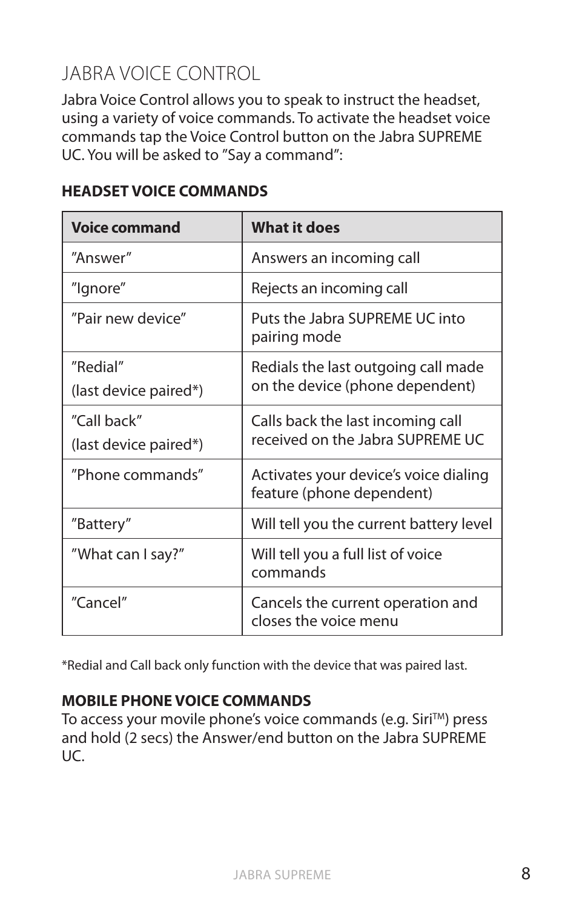# JABRA VOICE CONTROL

Jabra Voice Control allows you to speak to instruct the headset, using a variety of voice commands. To activate the headset voice commands tap the Voice Control button on the Jabra SUPREME UC. You will be asked to ”Say a command”:

### HEADSET VOICE COMMANDS

| Voice command | What it does |
|---|---|
| ”Answer” | Answers an incoming call |
| ”Ignore” | Rejects an incoming call |
| ”Pair new device” | Puts the Jabra SUPREME UC into pairing mode |
| ”Redial” (last device paired*) | Redials the last outgoing call made on the device (phone dependent) |
| ”Call back” (last device paired*) | Calls back the last incoming call received on the Jabra SUPREME UC |
| ”Phone commands” | Activates your device's voice dialing feature (phone dependent) |
| ”Battery” | Will tell you the current battery level |
| ”What can I say?” | Will tell you a full list of voice commands |
| ”Cancel” | Cancels the current operation and closes the voice menu |

*Redial and Call back only function with the device that was paired last.

### MOBILE PHONE VOICE COMMANDS

To access your movile phone's voice commands (e.g. Siri™) press and hold (2 secs) the Answer/end button on the Jabra SUPREME UC.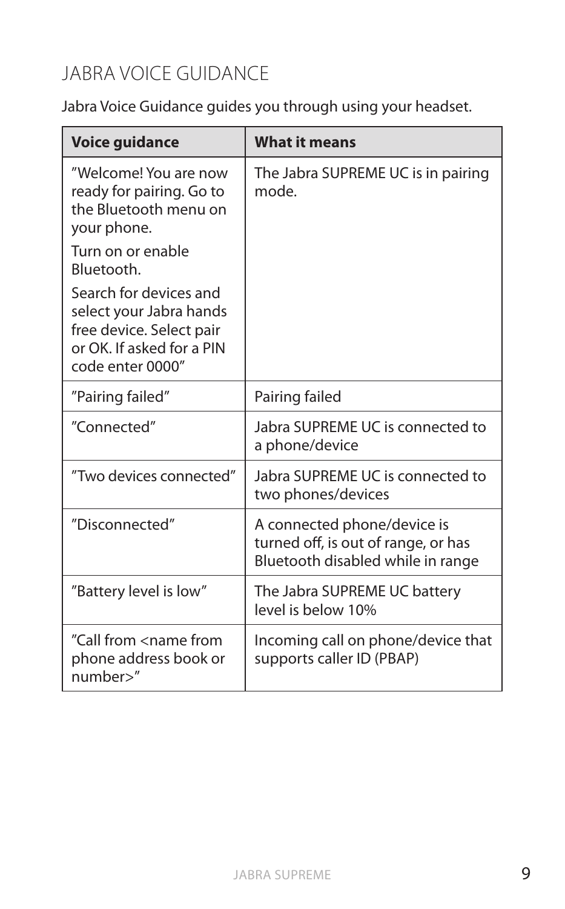## JABRA VOICE GUIDANCE

Jabra Voice Guidance guides you through using your headset.

| Voice guidance | What it means |
|---|---|
| ”Welcome! You are now ready for pairing. Go to the Bluetooth menu on your phone. Turn on or enable Bluetooth. Search for devices and select your Jabra hands free device. Select pair or OK. If asked for a PIN code enter 0000” | The Jabra SUPREME UC is in pairing mode. |
| ”Pairing failed” | Pairing failed |
| ”Connected” | Jabra SUPREME UC is connected to a phone/device |
| ”Two devices connected” | Jabra SUPREME UC is connected to two phones/devices |
| ”Disconnected” | A connected phone/device is turned off, is out of range, or has Bluetooth disabled while in range |
| ”Battery level is low” | The Jabra SUPREME UC battery level is below 10% |
| ”Call from <name from phone address book or number>” | Incoming call on phone/device that supports caller ID (PBAP) |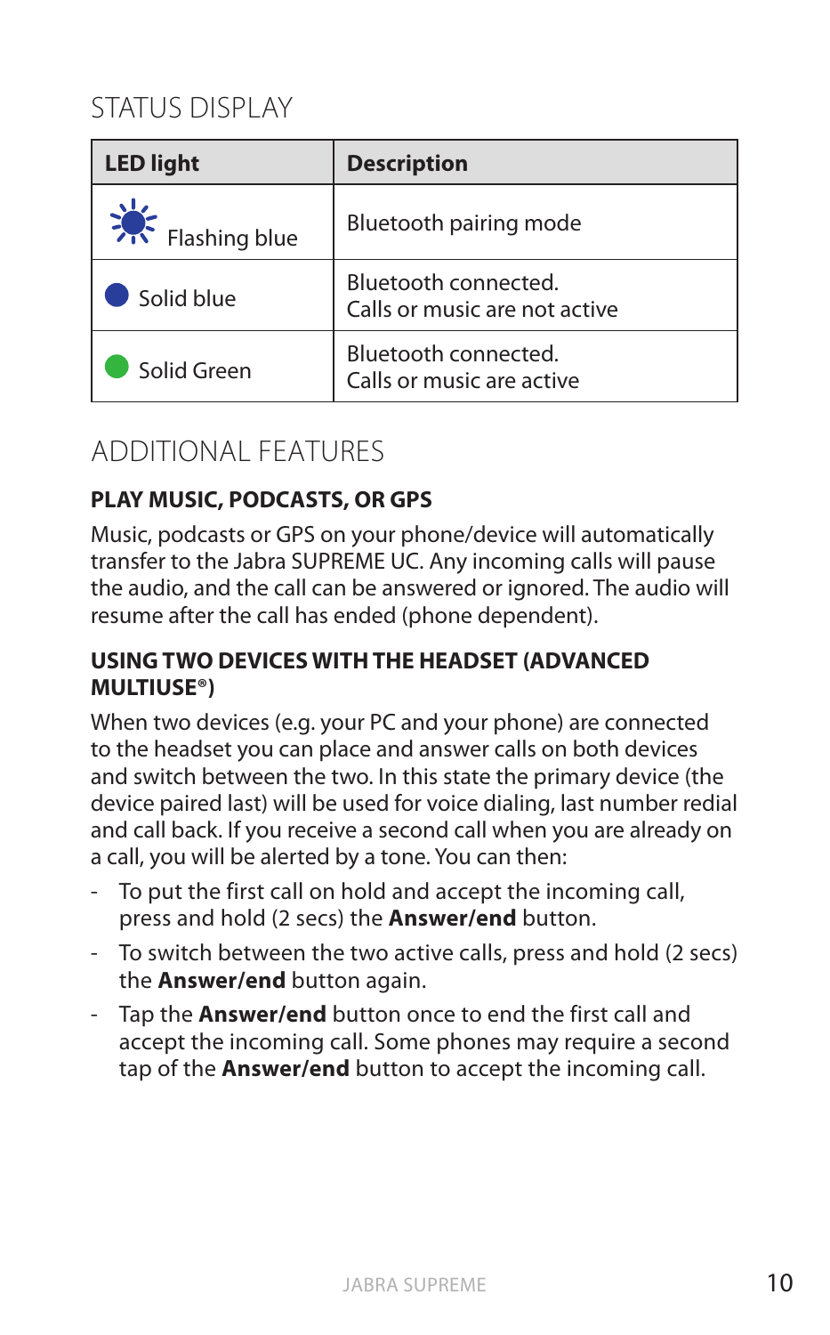## STATUS DISPLAY

| LED light | Description |
| --- | --- |
| Flashing blue | Bluetooth pairing mode |
| Solid blue | Bluetooth connected. Calls or music are not active |
| Solid Green | Bluetooth connected. Calls or music are active |

## ADDITIONAL FEATURES

### PLAY MUSIC, PODCASTS, OR GPS

Music, podcasts or GPS on your phone/device will automatically transfer to the Jabra SUPREME UC. Any incoming calls will pause the audio, and the call can be answered or ignored. The audio will resume after the call has ended (phone dependent).

### USING TWO DEVICES WITH THE HEADSET (ADVANCED MULTIUSE®)

When two devices (e.g. your PC and your phone) are connected to the headset you can place and answer calls on both devices and switch between the two. In this state the primary device (the device paired last) will be used for voice dialing, last number redial and call back. If you receive a second call when you are already on a call, you will be alerted by a tone. You can then:

- To put the first call on hold and accept the incoming call, press and hold (2 secs) the **Answer/end** button.
- To switch between the two active calls, press and hold (2 secs) the **Answer/end** button again.
- Tap the **Answer/end** button once to end the first call and accept the incoming call. Some phones may require a second tap of the **Answer/end** button to accept the incoming call.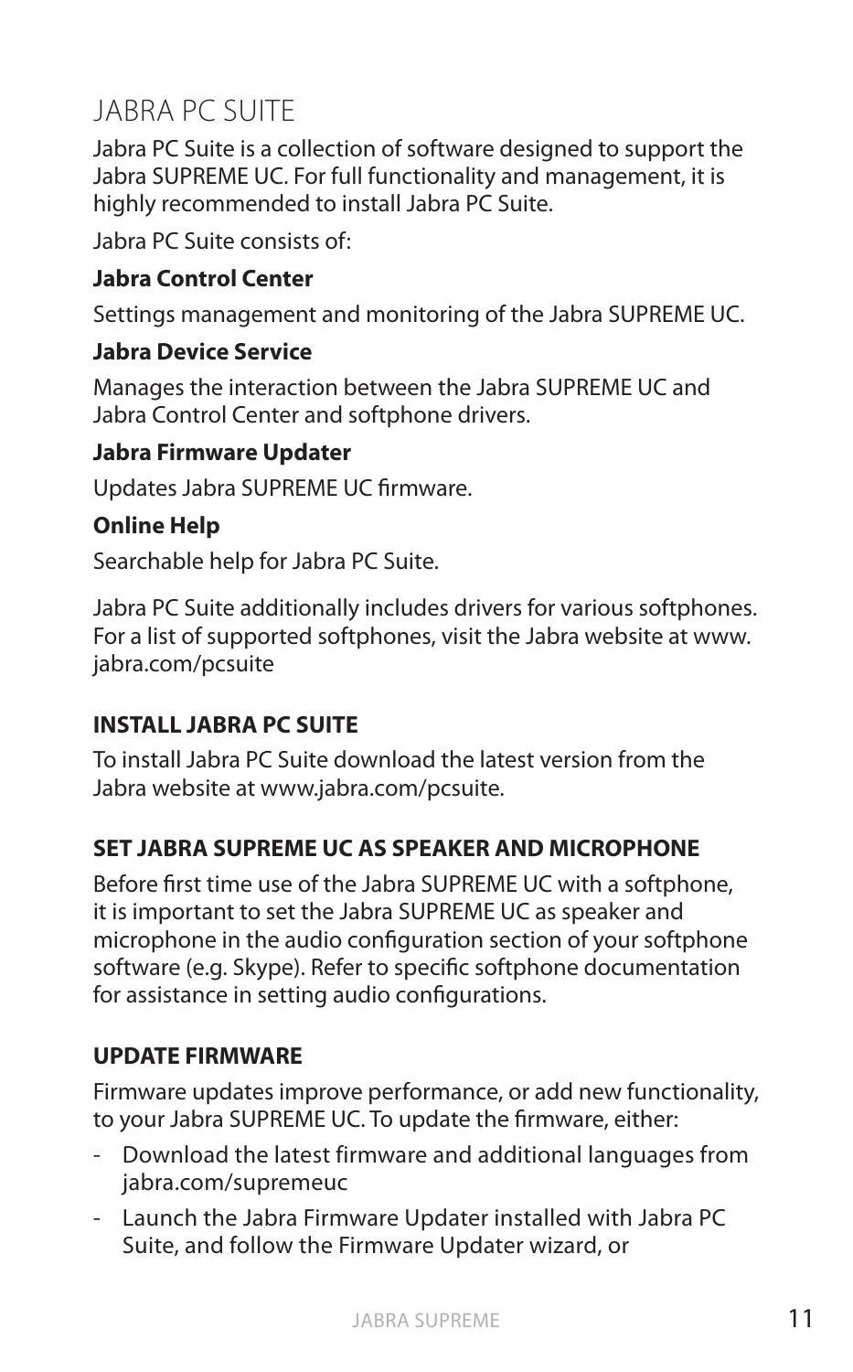# JABRA PC SUITE

Jabra PC Suite is a collection of software designed to support the Jabra SUPREME UC. For full functionality and management, it is highly recommended to install Jabra PC Suite.

Jabra PC Suite consists of:

**Jabra Control Center**

Settings management and monitoring of the Jabra SUPREME UC.

**Jabra Device Service**

Manages the interaction between the Jabra SUPREME UC and Jabra Control Center and softphone drivers.

**Jabra Firmware Updater**

Updates Jabra SUPREME UC firmware.

**Online Help**

Searchable help for Jabra PC Suite.

Jabra PC Suite additionally includes drivers for various softphones. For a list of supported softphones, visit the Jabra website at www.jabra.com/pcsuite

### INSTALL JABRA PC SUITE

To install Jabra PC Suite download the latest version from the Jabra website at www.jabra.com/pcsuite.

### SET JABRA SUPREME UC AS SPEAKER AND MICROPHONE

Before first time use of the Jabra SUPREME UC with a softphone, it is important to set the Jabra SUPREME UC as speaker and microphone in the audio configuration section of your softphone software (e.g. Skype). Refer to specific softphone documentation for assistance in setting audio configurations.

### UPDATE FIRMWARE

Firmware updates improve performance, or add new functionality, to your Jabra SUPREME UC. To update the firmware, either:

- Download the latest firmware and additional languages from jabra.com/supremeuc
- Launch the Jabra Firmware Updater installed with Jabra PC Suite, and follow the Firmware Updater wizard, or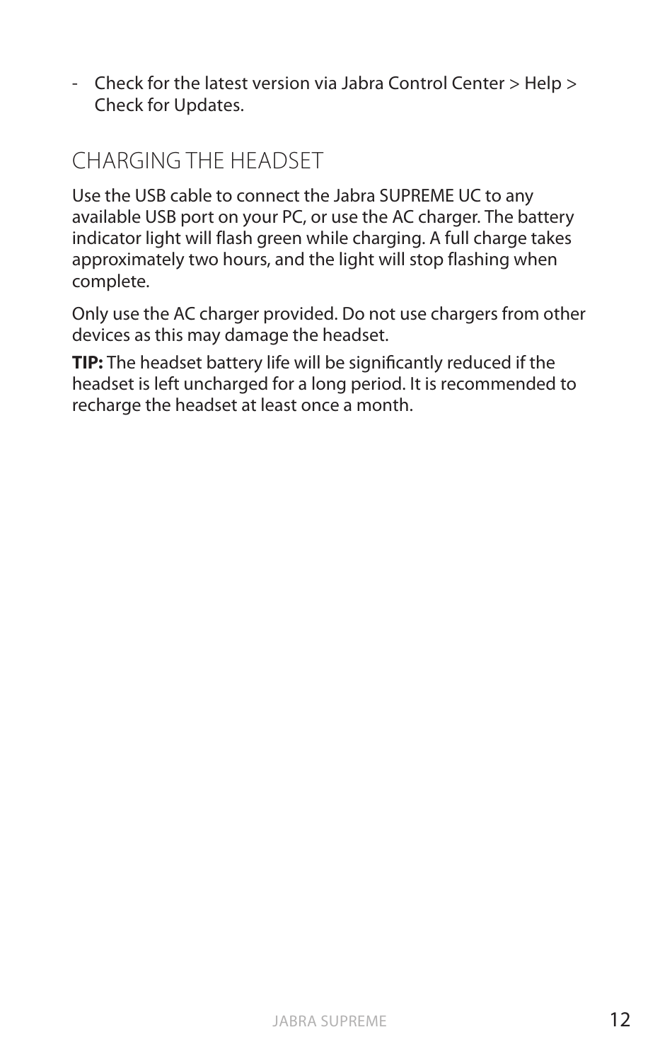- Check for the latest version via Jabra Control Center > Help > Check for Updates.

## CHARGING THE HEADSET

Use the USB cable to connect the Jabra SUPREME UC to any available USB port on your PC, or use the AC charger. The battery indicator light will flash green while charging. A full charge takes approximately two hours, and the light will stop flashing when complete.

Only use the AC charger provided. Do not use chargers from other devices as this may damage the headset.

**TIP:** The headset battery life will be significantly reduced if the headset is left uncharged for a long period. It is recommended to recharge the headset at least once a month.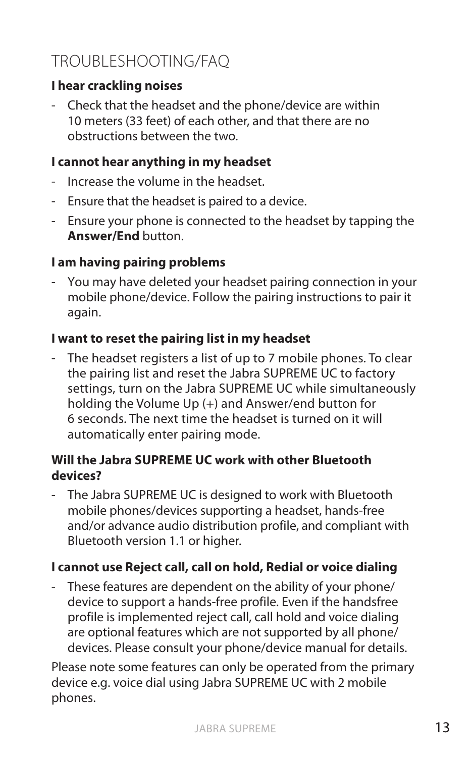# TROUBLESHOOTING/FAQ

**I hear crackling noises**

- Check that the headset and the phone/device are within 10 meters (33 feet) of each other, and that there are no obstructions between the two.

**I cannot hear anything in my headset**

- Increase the volume in the headset.
- Ensure that the headset is paired to a device.
- Ensure your phone is connected to the headset by tapping the **Answer/End** button.

**I am having pairing problems**

- You may have deleted your headset pairing connection in your mobile phone/device. Follow the pairing instructions to pair it again.

**I want to reset the pairing list in my headset**

- The headset registers a list of up to 7 mobile phones. To clear the pairing list and reset the Jabra SUPREME UC to factory settings, turn on the Jabra SUPREME UC while simultaneously holding the Volume Up (+) and Answer/end button for 6 seconds. The next time the headset is turned on it will automatically enter pairing mode.

**Will the Jabra SUPREME UC work with other Bluetooth devices?**

- The Jabra SUPREME UC is designed to work with Bluetooth mobile phones/devices supporting a headset, hands-free and/or advance audio distribution profile, and compliant with Bluetooth version 1.1 or higher.

**I cannot use Reject call, call on hold, Redial or voice dialing**

- These features are dependent on the ability of your phone/ device to support a hands-free profile. Even if the handsfree profile is implemented reject call, call hold and voice dialing are optional features which are not supported by all phone/ devices. Please consult your phone/device manual for details.

Please note some features can only be operated from the primary device e.g. voice dial using Jabra SUPREME UC with 2 mobile phones.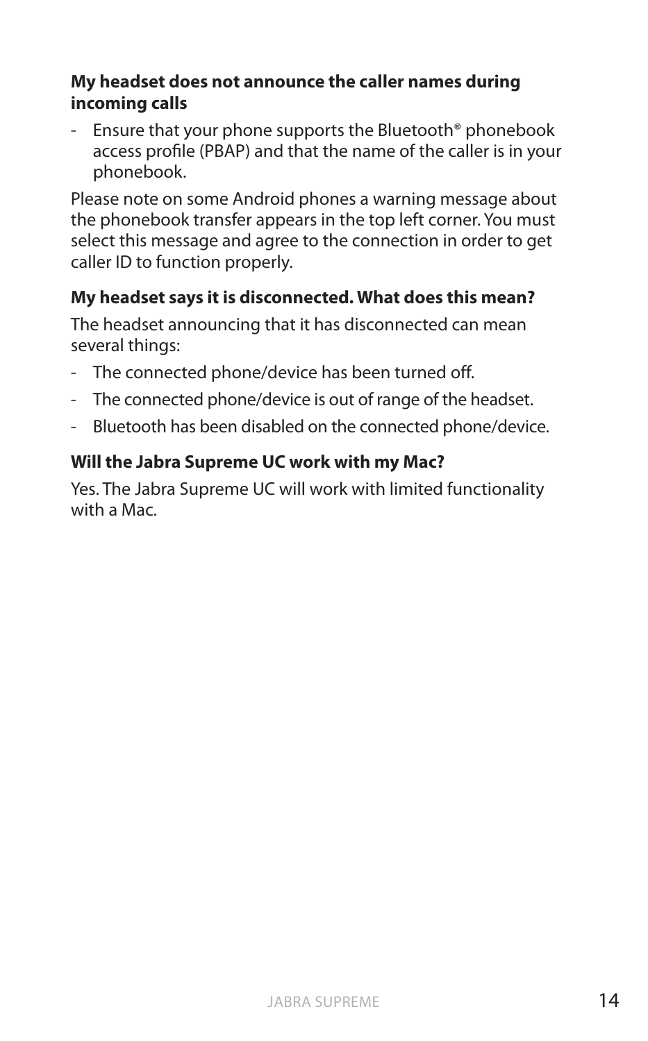**My headset does not announce the caller names during incoming calls**

- Ensure that your phone supports the Bluetooth® phonebook access profile (PBAP) and that the name of the caller is in your phonebook.

Please note on some Android phones a warning message about the phonebook transfer appears in the top left corner. You must select this message and agree to the connection in order to get caller ID to function properly.

**My headset says it is disconnected. What does this mean?**

The headset announcing that it has disconnected can mean several things:

- The connected phone/device has been turned off.
- The connected phone/device is out of range of the headset.
- Bluetooth has been disabled on the connected phone/device.

**Will the Jabra Supreme UC work with my Mac?**

Yes. The Jabra Supreme UC will work with limited functionality with a Mac.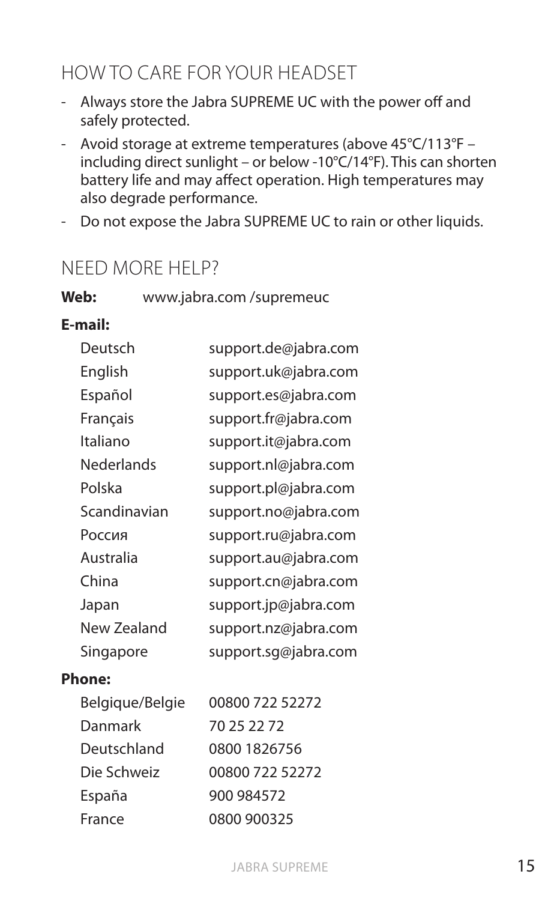## HOW TO CARE FOR YOUR HEADSET

- Always store the Jabra SUPREME UC with the power off and safely protected.
- Avoid storage at extreme temperatures (above 45°C/113°F – including direct sunlight – or below -10°C/14°F). This can shorten battery life and may affect operation. High temperatures may also degrade performance.
- Do not expose the Jabra SUPREME UC to rain or other liquids.

## NEED MORE HELP?

**Web:** www.jabra.com /supremeuc

**E-mail:**

| | |
|---|---|
| Deutsch | support.de@jabra.com |
| English | support.uk@jabra.com |
| Español | support.es@jabra.com |
| Français | support.fr@jabra.com |
| Italiano | support.it@jabra.com |
| Nederlands | support.nl@jabra.com |
| Polska | support.pl@jabra.com |
| Scandinavian | support.no@jabra.com |
| Россия | support.ru@jabra.com |
| Australia | support.au@jabra.com |
| China | support.cn@jabra.com |
| Japan | support.jp@jabra.com |
| New Zealand | support.nz@jabra.com |
| Singapore | support.sg@jabra.com |

**Phone:**

| | |
|---|---|
| Belgique/Belgie | 00800 722 52272 |
| Danmark | 70 25 22 72 |
| Deutschland | 0800 1826756 |
| Die Schweiz | 00800 722 52272 |
| España | 900 984572 |
| France | 0800 900325 |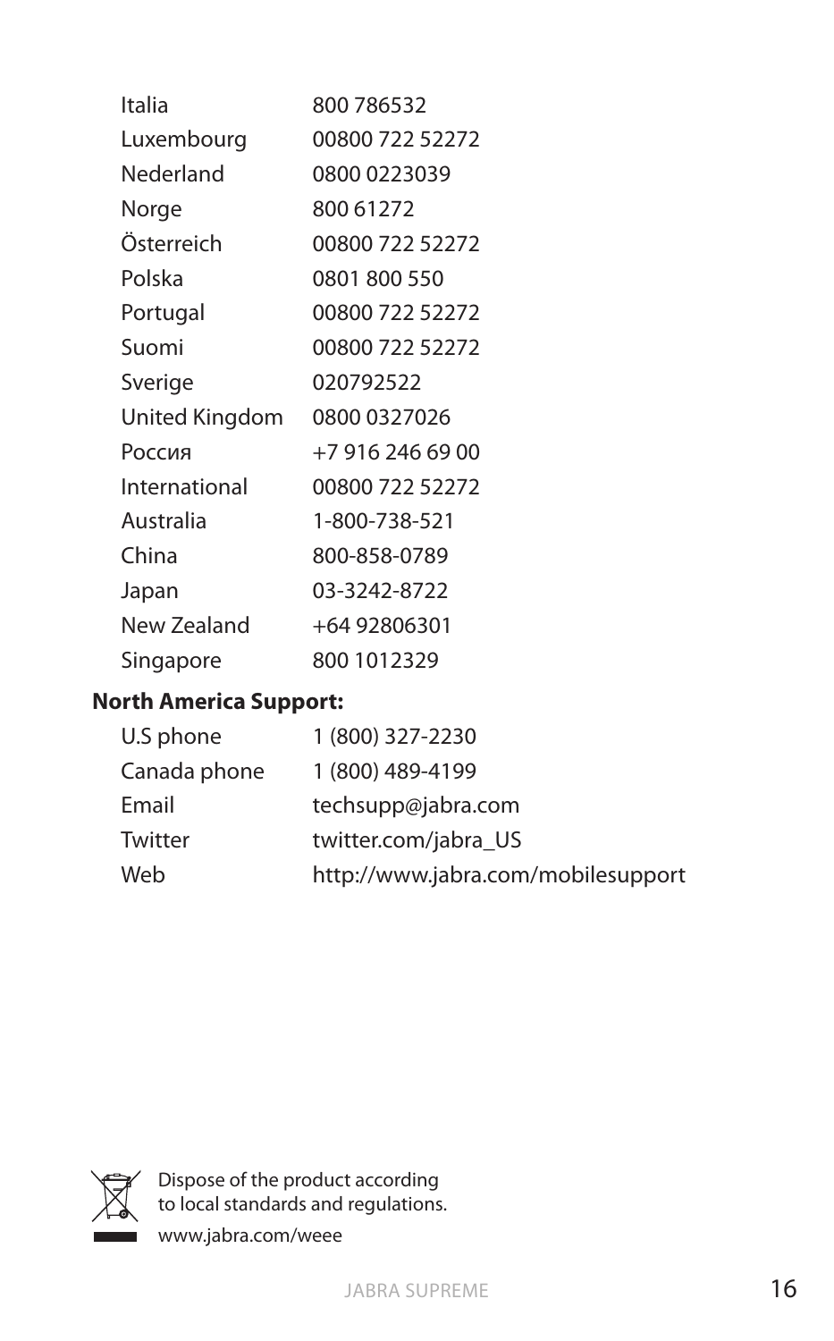| | |
|---|---|
| Italia | 800 786532 |
| Luxembourg | 00800 722 52272 |
| Nederland | 0800 0223039 |
| Norge | 800 61272 |
| Österreich | 00800 722 52272 |
| Polska | 0801 800 550 |
| Portugal | 00800 722 52272 |
| Suomi | 00800 722 52272 |
| Sverige | 020792522 |
| United Kingdom | 0800 0327026 |
| Россия | +7 916 246 69 00 |
| International | 00800 722 52272 |
| Australia | 1-800-738-521 |
| China | 800-858-0789 |
| Japan | 03-3242-8722 |
| New Zealand | +64 92806301 |
| Singapore | 800 1012329 |

**North America Support:**

| | |
|---|---|
| U.S phone | 1 (800) 327-2230 |
| Canada phone | 1 (800) 489-4199 |
| Email | techsupp@jabra.com |
| Twitter | twitter.com/jabra_US |
| Web | http://www.jabra.com/mobilesupport |

Dispose of the product according to local standards and regulations.
www.jabra.com/weee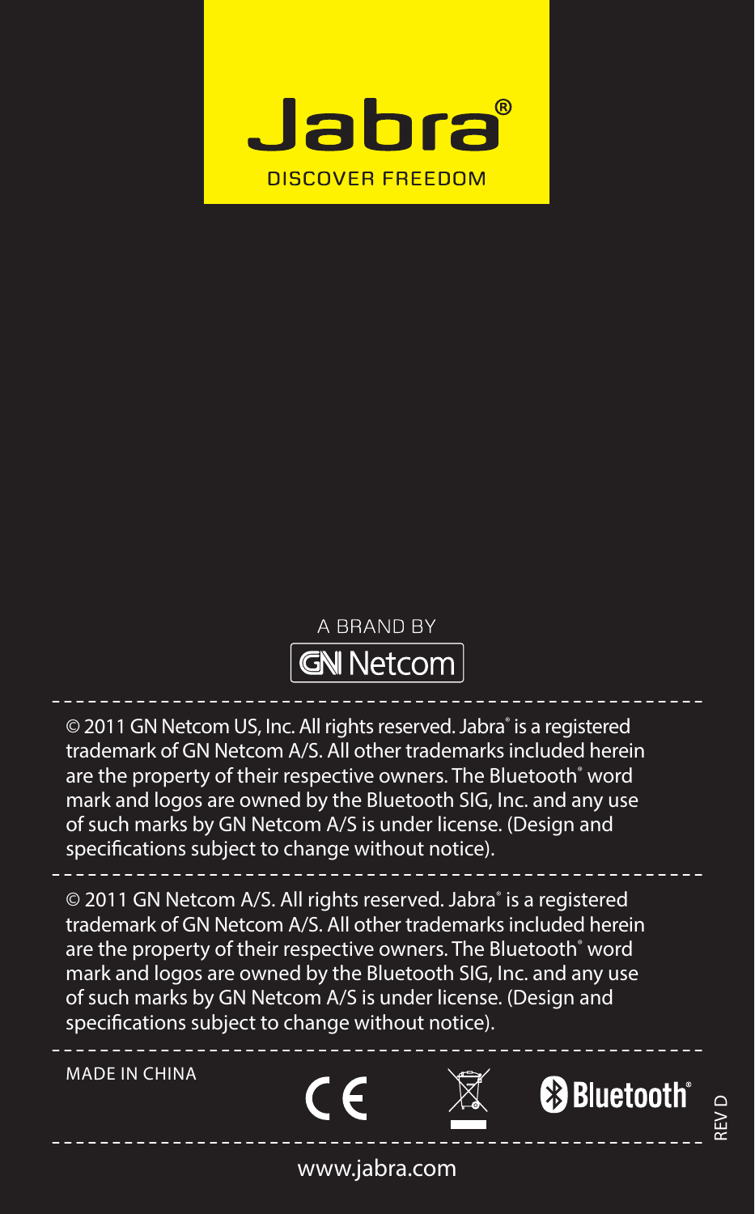Jabra®

DISCOVER FREEDOM

A BRAND BY

GN Netcom

© 2011 GN Netcom US, Inc. All rights reserved. Jabra® is a registered trademark of GN Netcom A/S. All other trademarks included herein are the property of their respective owners. The Bluetooth® word mark and logos are owned by the Bluetooth SIG, Inc. and any use of such marks by GN Netcom A/S is under license. (Design and specifications subject to change without notice).

© 2011 GN Netcom A/S. All rights reserved. Jabra® is a registered trademark of GN Netcom A/S. All other trademarks included herein are the property of their respective owners. The Bluetooth® word mark and logos are owned by the Bluetooth SIG, Inc. and any use of such marks by GN Netcom A/S is under license. (Design and specifications subject to change without notice).

MADE IN CHINA

CE

Bluetooth®

REV D

www.jabra.com